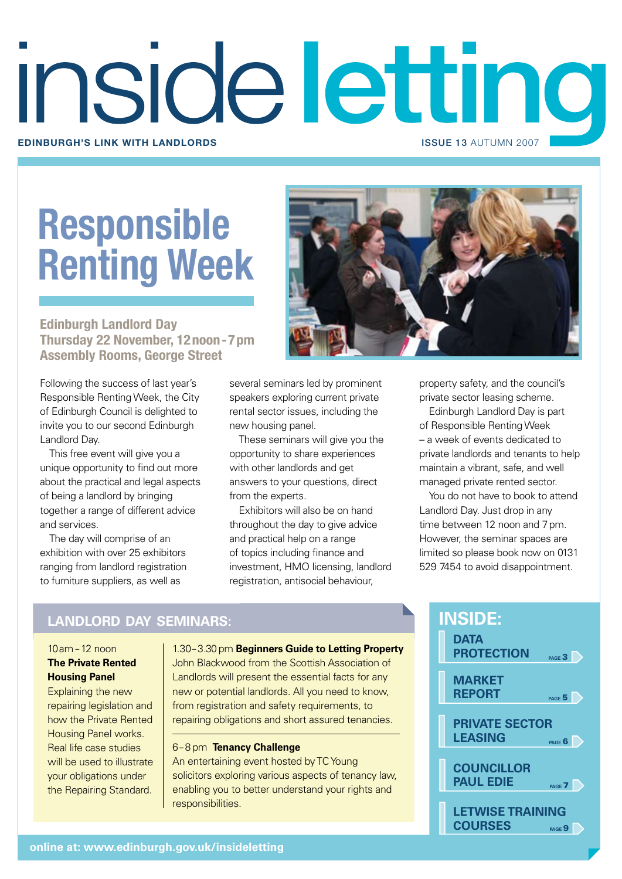# inside letting

**EDINBURGH'S LINK WITH LANDLORDS**

**ISSUE 13** AUTUMN 2007

# Responsible Renting Week

### Edinburgh Landlord Day
### Thursday 22 November, 12 noon - 7 pm
### Assembly Rooms, George Street

Following the success of last year's Responsible Renting Week, the City of Edinburgh Council is delighted to invite you to our second Edinburgh Landlord Day.

This free event will give you a unique opportunity to find out more about the practical and legal aspects of being a landlord by bringing together a range of different advice and services.

The day will comprise of an exhibition with over 25 exhibitors ranging from landlord registration to furniture suppliers, as well as several seminars led by prominent speakers exploring current private rental sector issues, including the new housing panel.

These seminars will give you the opportunity to share experiences with other landlords and get answers to your questions, direct from the experts.

Exhibitors will also be on hand throughout the day to give advice and practical help on a range of topics including finance and investment, HMO licensing, landlord registration, antisocial behaviour, property safety, and the council's private sector leasing scheme.

Edinburgh Landlord Day is part of Responsible Renting Week – a week of events dedicated to private landlords and tenants to help maintain a vibrant, safe, and well managed private rented sector.

You do not have to book to attend Landlord Day. Just drop in any time between 12 noon and 7 pm. However, the seminar spaces are limited so please book now on 0131 529 7454 to avoid disappointment.

## LANDLORD DAY SEMINARS:

10 am – 12 noon
**The Private Rented Housing Panel**
Explaining the new repairing legislation and how the Private Rented Housing Panel works. Real life case studies will be used to illustrate your obligations under the Repairing Standard.

1.30 – 3.30 pm **Beginners Guide to Letting Property**
John Blackwood from the Scottish Association of Landlords will present the essential facts for any new or potential landlords. All you need to know, from registration and safety requirements, to repairing obligations and short assured tenancies.

6 – 8 pm **Tenancy Challenge**
An entertaining event hosted by TC Young solicitors exploring various aspects of tenancy law, enabling you to better understand your rights and responsibilities.

## INSIDE:

- **DATA PROTECTION** PAGE 3
- **MARKET REPORT** PAGE 5
- **PRIVATE SECTOR LEASING** PAGE 6
- **COUNCILLOR PAUL EDIE** PAGE 7
- **LETWISE TRAINING COURSES** PAGE 9

**online at: www.edinburgh.gov.uk/insideletting**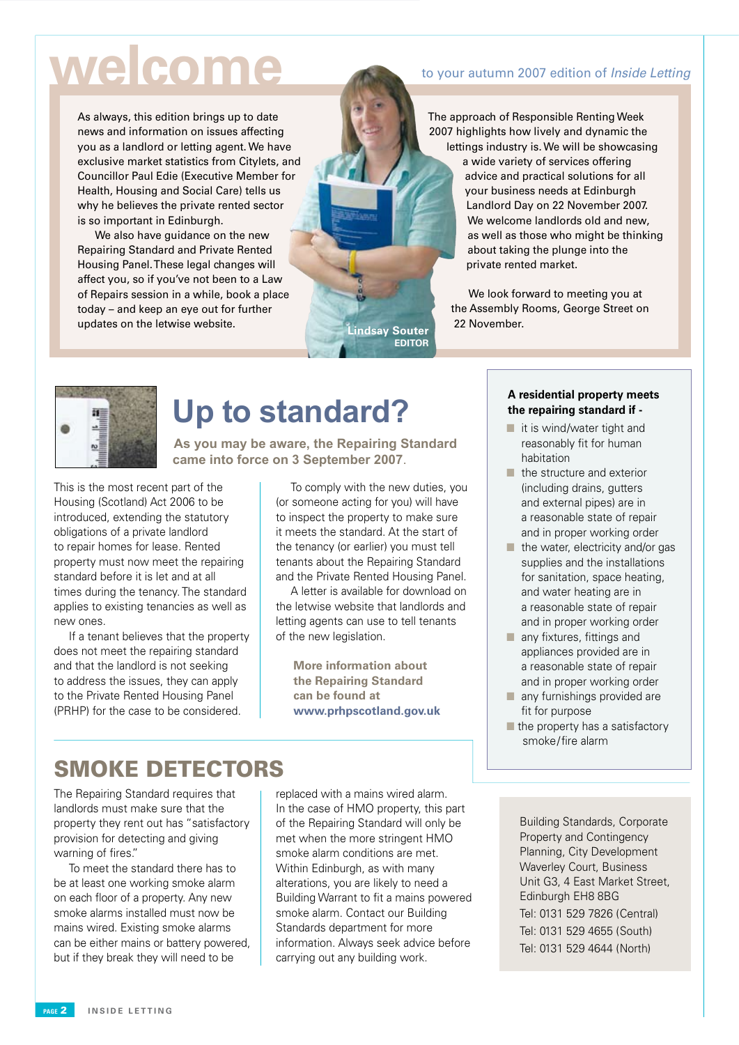# welcome

to your autumn 2007 edition of *Inside Letting*

As always, this edition brings up to date news and information on issues affecting you as a landlord or letting agent. We have exclusive market statistics from Citylets, and Councillor Paul Edie (Executive Member for Health, Housing and Social Care) tells us why he believes the private rented sector is so important in Edinburgh.

We also have guidance on the new Repairing Standard and Private Rented Housing Panel. These legal changes will affect you, so if you've not been to a Law of Repairs session in a while, book a place today – and keep an eye out for further updates on the letwise website.

The approach of Responsible Renting Week 2007 highlights how lively and dynamic the lettings industry is. We will be showcasing a wide variety of services offering advice and practical solutions for all your business needs at Edinburgh Landlord Day on 22 November 2007. We welcome landlords old and new, as well as those who might be thinking about taking the plunge into the private rented market.

We look forward to meeting you at the Assembly Rooms, George Street on 22 November.

**Lindsay Souter**
**EDITOR**

## Up to standard?

**As you may be aware, the Repairing Standard came into force on 3 September 2007.**

This is the most recent part of the Housing (Scotland) Act 2006 to be introduced, extending the statutory obligations of a private landlord to repair homes for lease. Rented property must now meet the repairing standard before it is let and at all times during the tenancy. The standard applies to existing tenancies as well as new ones.

If a tenant believes that the property does not meet the repairing standard and that the landlord is not seeking to address the issues, they can apply to the Private Rented Housing Panel (PRHP) for the case to be considered.

To comply with the new duties, you (or someone acting for you) will have to inspect the property to make sure it meets the standard. At the start of the tenancy (or earlier) you must tell tenants about the Repairing Standard and the Private Rented Housing Panel.

A letter is available for download on the letwise website that landlords and letting agents can use to tell tenants of the new legislation.

**More information about the Repairing Standard can be found at www.prhpscotland.gov.uk**

**A residential property meets the repairing standard if -**

- it is wind/water tight and reasonably fit for human habitation
- the structure and exterior (including drains, gutters and external pipes) are in a reasonable state of repair and in proper working order
- the water, electricity and/or gas supplies and the installations for sanitation, space heating, and water heating are in a reasonable state of repair and in proper working order
- any fixtures, fittings and appliances provided are in a reasonable state of repair and in proper working order
- any furnishings provided are fit for purpose
- the property has a satisfactory smoke/fire alarm

## SMOKE DETECTORS

The Repairing Standard requires that landlords must make sure that the property they rent out has "satisfactory provision for detecting and giving warning of fires."

To meet the standard there has to be at least one working smoke alarm on each floor of a property. Any new smoke alarms installed must now be mains wired. Existing smoke alarms can be either mains or battery powered, but if they break they will need to be replaced with a mains wired alarm. In the case of HMO property, this part of the Repairing Standard will only be met when the more stringent HMO smoke alarm conditions are met. Within Edinburgh, as with many alterations, you are likely to need a Building Warrant to fit a mains powered smoke alarm. Contact our Building Standards department for more information. Always seek advice before carrying out any building work.

Building Standards, Corporate Property and Contingency Planning, City Development
Waverley Court, Business Unit G3, 4 East Market Street, Edinburgh EH8 8BG
Tel: 0131 529 7826 (Central)
Tel: 0131 529 4655 (South)
Tel: 0131 529 4644 (North)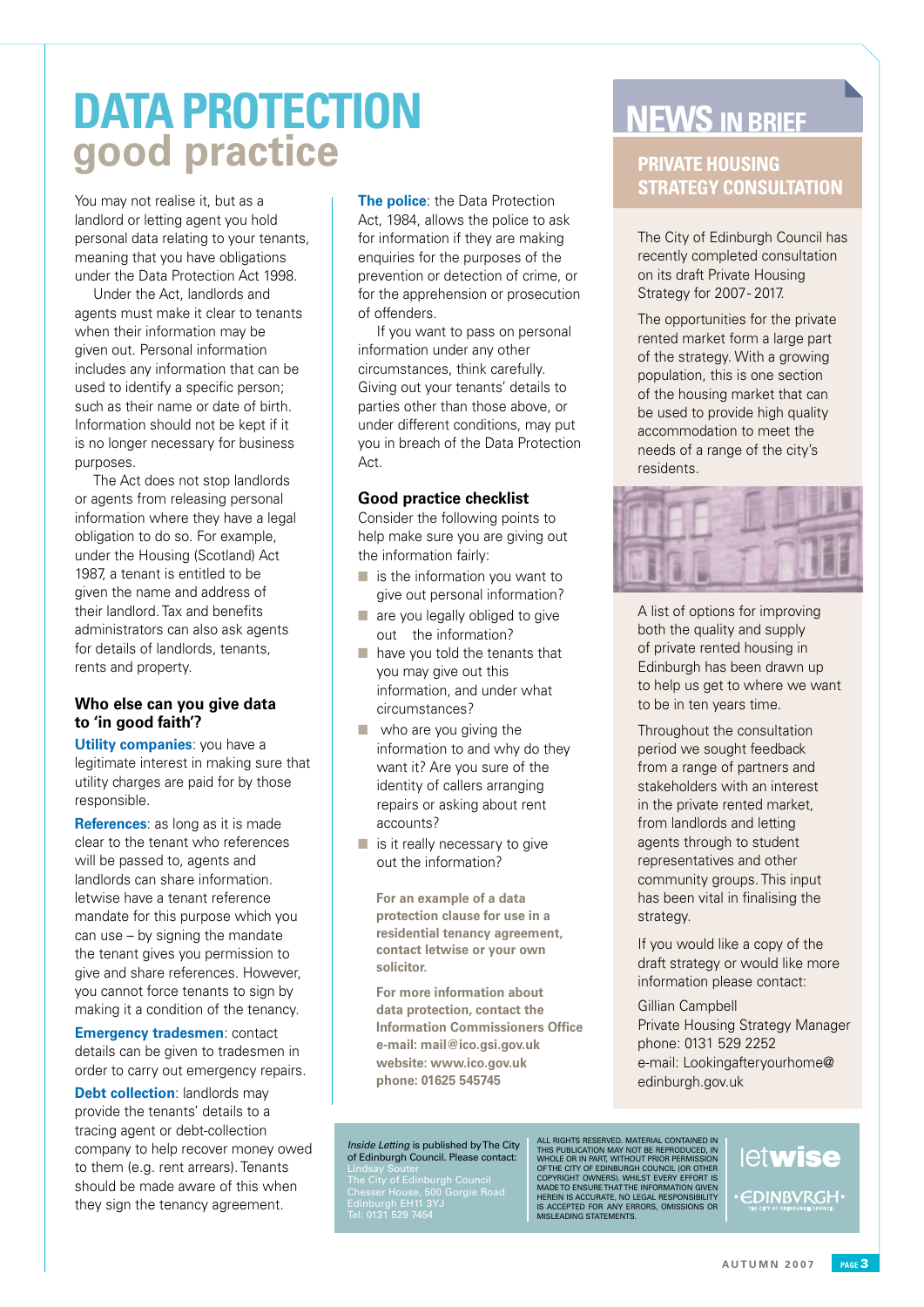# DATA PROTECTION good practice

You may not realise it, but as a landlord or letting agent you hold personal data relating to your tenants, meaning that you have obligations under the Data Protection Act 1998.

Under the Act, landlords and agents must make it clear to tenants when their information may be given out. Personal information includes any information that can be used to identify a specific person; such as their name or date of birth. Information should not be kept if it is no longer necessary for business purposes.

The Act does not stop landlords or agents from releasing personal information where they have a legal obligation to do so. For example, under the Housing (Scotland) Act 1987, a tenant is entitled to be given the name and address of their landlord. Tax and benefits administrators can also ask agents for details of landlords, tenants, rents and property.

### Who else can you give data to 'in good faith'?

**Utility companies**: you have a legitimate interest in making sure that utility charges are paid for by those responsible.

**References**: as long as it is made clear to the tenant who references will be passed to, agents and landlords can share information. letwise have a tenant reference mandate for this purpose which you can use – by signing the mandate the tenant gives you permission to give and share references. However, you cannot force tenants to sign by making it a condition of the tenancy.

**Emergency tradesmen**: contact details can be given to tradesmen in order to carry out emergency repairs.

**Debt collection**: landlords may provide the tenants' details to a tracing agent or debt-collection company to help recover money owed to them (e.g. rent arrears). Tenants should be made aware of this when they sign the tenancy agreement.

**The police**: the Data Protection Act, 1984, allows the police to ask for information if they are making enquiries for the purposes of the prevention or detection of crime, or for the apprehension or prosecution of offenders.

If you want to pass on personal information under any other circumstances, think carefully. Giving out your tenants' details to parties other than those above, or under different conditions, may put you in breach of the Data Protection Act.

### Good practice checklist

Consider the following points to help make sure you are giving out the information fairly:

- is the information you want to give out personal information?
- are you legally obliged to give out the information?
- have you told the tenants that you may give out this information, and under what circumstances?
- who are you giving the information to and why do they want it? Are you sure of the identity of callers arranging repairs or asking about rent accounts?
- is it really necessary to give out the information?

**For an example of a data protection clause for use in a residential tenancy agreement, contact letwise or your own solicitor.**

**For more information about data protection, contact the Information Commissioners Office**
**e-mail: mail@ico.gsi.gov.uk**
**website: www.ico.gov.uk**
**phone: 01625 545745**

# NEWS IN BRIEF

## PRIVATE HOUSING STRATEGY CONSULTATION

The City of Edinburgh Council has recently completed consultation on its draft Private Housing Strategy for 2007- 2017.

The opportunities for the private rented market form a large part of the strategy. With a growing population, this is one section of the housing market that can be used to provide high quality accommodation to meet the needs of a range of the city's residents.

A list of options for improving both the quality and supply of private rented housing in Edinburgh has been drawn up to help us get to where we want to be in ten years time.

Throughout the consultation period we sought feedback from a range of partners and stakeholders with an interest in the private rented market, from landlords and letting agents through to student representatives and other community groups. This input has been vital in finalising the strategy.

If you would like a copy of the draft strategy or would like more information please contact:

Gillian Campbell
Private Housing Strategy Manager
phone: 0131 529 2252
e-mail: Lookingafteryourhome@edinburgh.gov.uk

*Inside Letting* is published by The City of Edinburgh Council. Please contact:
Lindsay Souter
The City of Edinburgh Council
Chesser House, 500 Gorgie Road
Edinburgh EH11 3YJ
Tel: 0131 529 7454

ALL RIGHTS RESERVED. MATERIAL CONTAINED IN THIS PUBLICATION MAY NOT BE REPRODUCED, IN WHOLE OR IN PART, WITHOUT PRIOR PERMISSION OF THE CITY OF EDINBURGH COUNCIL (OR OTHER COPYRIGHT OWNERS). WHILST EVERY EFFORT IS MADE TO ENSURE THAT THE INFORMATION GIVEN HEREIN IS ACCURATE, NO LEGAL RESPONSIBILITY IS ACCEPTED FOR ANY ERRORS, OMISSIONS OR MISLEADING STATEMENTS.

letwise

EDINBVRGH · THE CITY OF EDINBURGH COUNCIL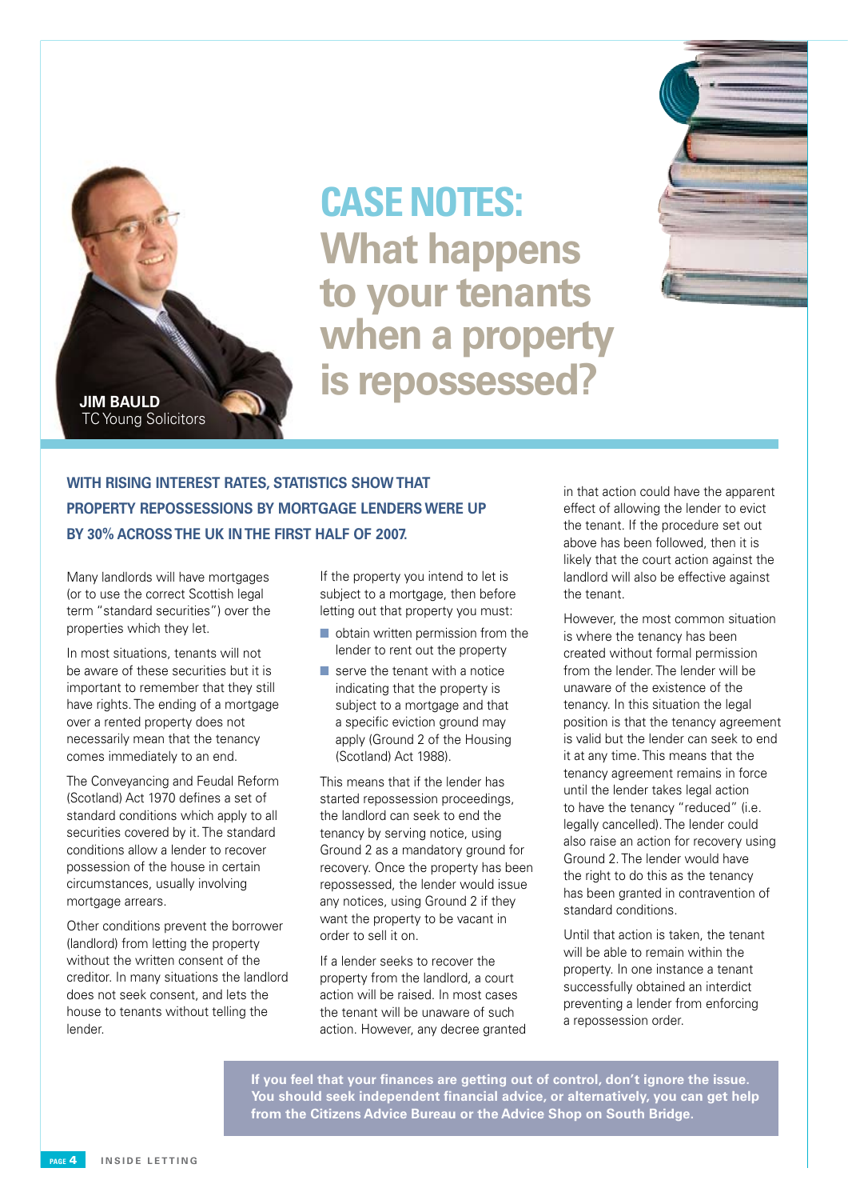**JIM BAULD**
TC Young Solicitors

# CASE NOTES: What happens to your tenants when a property is repossessed?

**WITH RISING INTEREST RATES, STATISTICS SHOW THAT PROPERTY REPOSSESSIONS BY MORTGAGE LENDERS WERE UP BY 30% ACROSS THE UK IN THE FIRST HALF OF 2007.**

Many landlords will have mortgages (or to use the correct Scottish legal term "standard securities") over the properties which they let.

In most situations, tenants will not be aware of these securities but it is important to remember that they still have rights. The ending of a mortgage over a rented property does not necessarily mean that the tenancy comes immediately to an end.

The Conveyancing and Feudal Reform (Scotland) Act 1970 defines a set of standard conditions which apply to all securities covered by it. The standard conditions allow a lender to recover possession of the house in certain circumstances, usually involving mortgage arrears.

Other conditions prevent the borrower (landlord) from letting the property without the written consent of the creditor. In many situations the landlord does not seek consent, and lets the house to tenants without telling the lender.

If the property you intend to let is subject to a mortgage, then before letting out that property you must:

- obtain written permission from the lender to rent out the property
- serve the tenant with a notice indicating that the property is subject to a mortgage and that a specific eviction ground may apply (Ground 2 of the Housing (Scotland) Act 1988).

This means that if the lender has started repossession proceedings, the landlord can seek to end the tenancy by serving notice, using Ground 2 as a mandatory ground for recovery. Once the property has been repossessed, the lender would issue any notices, using Ground 2 if they want the property to be vacant in order to sell it on.

If a lender seeks to recover the property from the landlord, a court action will be raised. In most cases the tenant will be unaware of such action. However, any decree granted in that action could have the apparent effect of allowing the lender to evict the tenant. If the procedure set out above has been followed, then it is likely that the court action against the landlord will also be effective against the tenant.

However, the most common situation is where the tenancy has been created without formal permission from the lender. The lender will be unaware of the existence of the tenancy. In this situation the legal position is that the tenancy agreement is valid but the lender can seek to end it at any time. This means that the tenancy agreement remains in force until the lender takes legal action to have the tenancy "reduced" (i.e. legally cancelled). The lender could also raise an action for recovery using Ground 2. The lender would have the right to do this as the tenancy has been granted in contravention of standard conditions.

Until that action is taken, the tenant will be able to remain within the property. In one instance a tenant successfully obtained an interdict preventing a lender from enforcing a repossession order.

**If you feel that your finances are getting out of control, don't ignore the issue. You should seek independent financial advice, or alternatively, you can get help from the Citizens Advice Bureau or the Advice Shop on South Bridge.**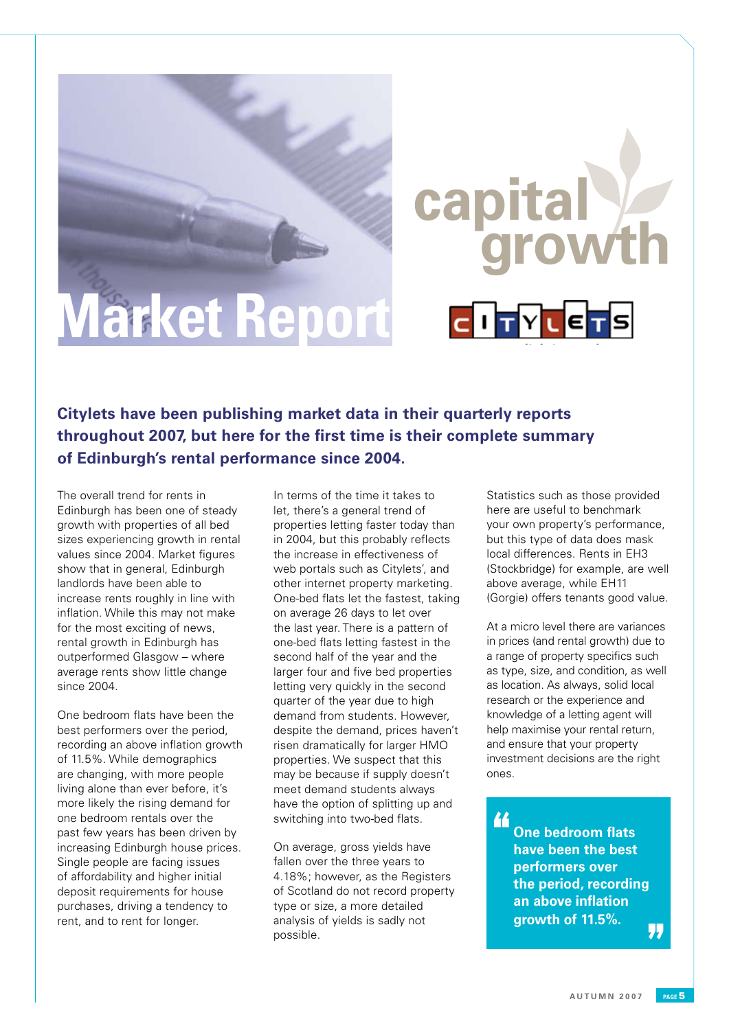# Market Report

capital growth

CITYLETS

**Citylets have been publishing market data in their quarterly reports throughout 2007, but here for the first time is their complete summary of Edinburgh's rental performance since 2004.**

The overall trend for rents in Edinburgh has been one of steady growth with properties of all bed sizes experiencing growth in rental values since 2004. Market figures show that in general, Edinburgh landlords have been able to increase rents roughly in line with inflation. While this may not make for the most exciting of news, rental growth in Edinburgh has outperformed Glasgow – where average rents show little change since 2004.

One bedroom flats have been the best performers over the period, recording an above inflation growth of 11.5%. While demographics are changing, with more people living alone than ever before, it's more likely the rising demand for one bedroom rentals over the past few years has been driven by increasing Edinburgh house prices. Single people are facing issues of affordability and higher initial deposit requirements for house purchases, driving a tendency to rent, and to rent for longer.

In terms of the time it takes to let, there's a general trend of properties letting faster today than in 2004, but this probably reflects the increase in effectiveness of web portals such as Citylets', and other internet property marketing. One-bed flats let the fastest, taking on average 26 days to let over the last year. There is a pattern of one-bed flats letting fastest in the second half of the year and the larger four and five bed properties letting very quickly in the second quarter of the year due to high demand from students. However, despite the demand, prices haven't risen dramatically for larger HMO properties. We suspect that this may be because if supply doesn't meet demand students always have the option of splitting up and switching into two-bed flats.

On average, gross yields have fallen over the three years to 4.18%; however, as the Registers of Scotland do not record property type or size, a more detailed analysis of yields is sadly not possible.

Statistics such as those provided here are useful to benchmark your own property's performance, but this type of data does mask local differences. Rents in EH3 (Stockbridge) for example, are well above average, while EH11 (Gorgie) offers tenants good value.

At a micro level there are variances in prices (and rental growth) due to a range of property specifics such as type, size, and condition, as well as location. As always, solid local research or the experience and knowledge of a letting agent will help maximise your rental return, and ensure that your property investment decisions are the right ones.

> **"One bedroom flats have been the best performers over the period, recording an above inflation growth of 11.5%."**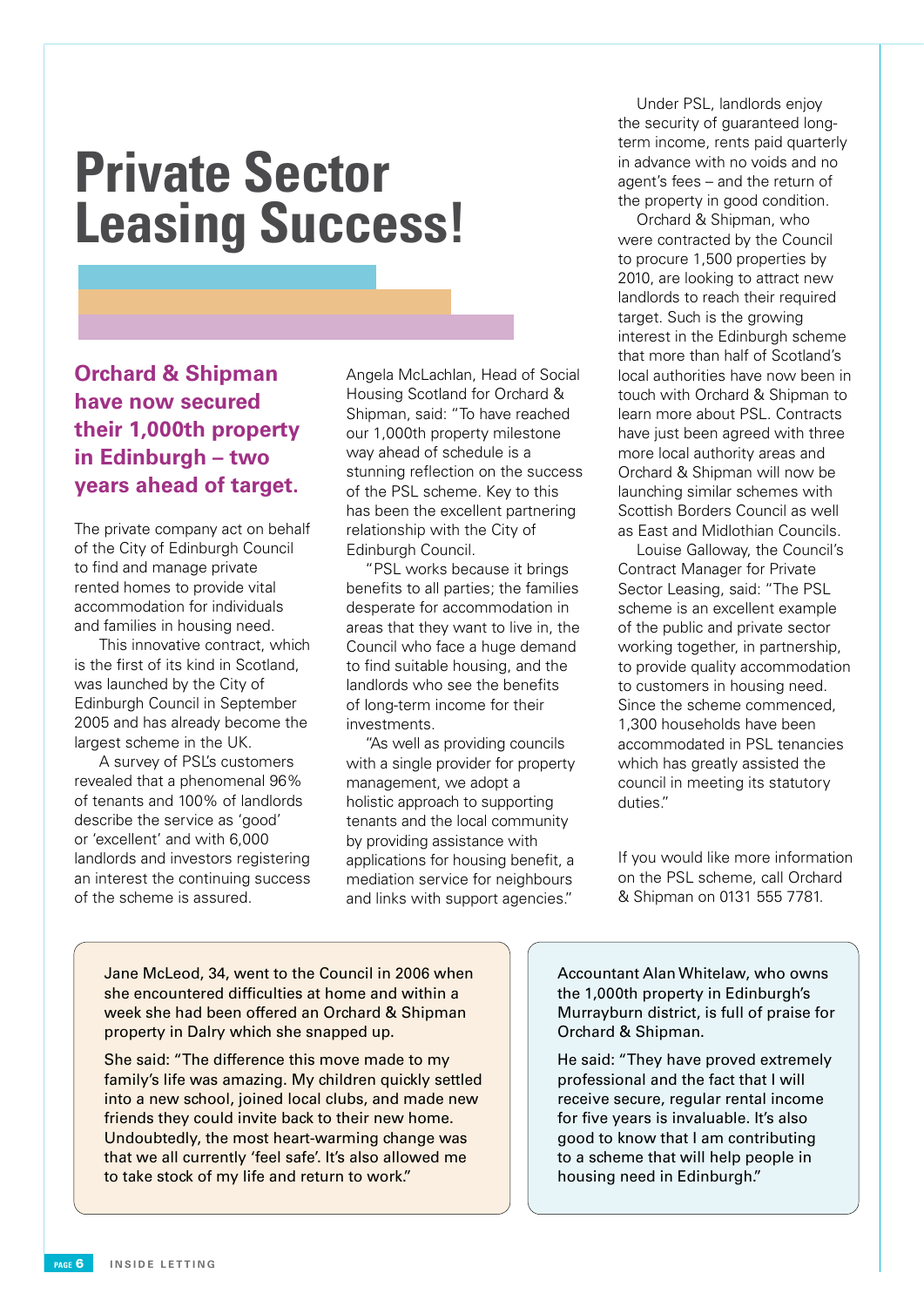# Private Sector Leasing Success!

**Orchard & Shipman have now secured their 1,000th property in Edinburgh – two years ahead of target.**

The private company act on behalf of the City of Edinburgh Council to find and manage private rented homes to provide vital accommodation for individuals and families in housing need.

This innovative contract, which is the first of its kind in Scotland, was launched by the City of Edinburgh Council in September 2005 and has already become the largest scheme in the UK.

A survey of PSL's customers revealed that a phenomenal 96% of tenants and 100% of landlords describe the service as 'good' or 'excellent' and with 6,000 landlords and investors registering an interest the continuing success of the scheme is assured.

Angela McLachlan, Head of Social Housing Scotland for Orchard & Shipman, said: "To have reached our 1,000th property milestone way ahead of schedule is a stunning reflection on the success of the PSL scheme. Key to this has been the excellent partnering relationship with the City of Edinburgh Council.

"PSL works because it brings benefits to all parties; the families desperate for accommodation in areas that they want to live in, the Council who face a huge demand to find suitable housing, and the landlords who see the benefits of long-term income for their investments.

"As well as providing councils with a single provider for property management, we adopt a holistic approach to supporting tenants and the local community by providing assistance with applications for housing benefit, a mediation service for neighbours and links with support agencies."

Under PSL, landlords enjoy the security of guaranteed long-term income, rents paid quarterly in advance with no voids and no agent's fees – and the return of the property in good condition.

Orchard & Shipman, who were contracted by the Council to procure 1,500 properties by 2010, are looking to attract new landlords to reach their required target. Such is the growing interest in the Edinburgh scheme that more than half of Scotland's local authorities have now been in touch with Orchard & Shipman to learn more about PSL. Contracts have just been agreed with three more local authority areas and Orchard & Shipman will now be launching similar schemes with Scottish Borders Council as well as East and Midlothian Councils.

Louise Galloway, the Council's Contract Manager for Private Sector Leasing, said: "The PSL scheme is an excellent example of the public and private sector working together, in partnership, to provide quality accommodation to customers in housing need. Since the scheme commenced, 1,300 households have been accommodated in PSL tenancies which has greatly assisted the council in meeting its statutory duties."

If you would like more information on the PSL scheme, call Orchard & Shipman on 0131 555 7781.

---

Jane McLeod, 34, went to the Council in 2006 when she encountered difficulties at home and within a week she had been offered an Orchard & Shipman property in Dalry which she snapped up.

She said: "The difference this move made to my family's life was amazing. My children quickly settled into a new school, joined local clubs, and made new friends they could invite back to their new home. Undoubtedly, the most heart-warming change was that we all currently 'feel safe'. It's also allowed me to take stock of my life and return to work."

---

Accountant Alan Whitelaw, who owns the 1,000th property in Edinburgh's Murrayburn district, is full of praise for Orchard & Shipman.

He said: "They have proved extremely professional and the fact that I will receive secure, regular rental income for five years is invaluable. It's also good to know that I am contributing to a scheme that will help people in housing need in Edinburgh."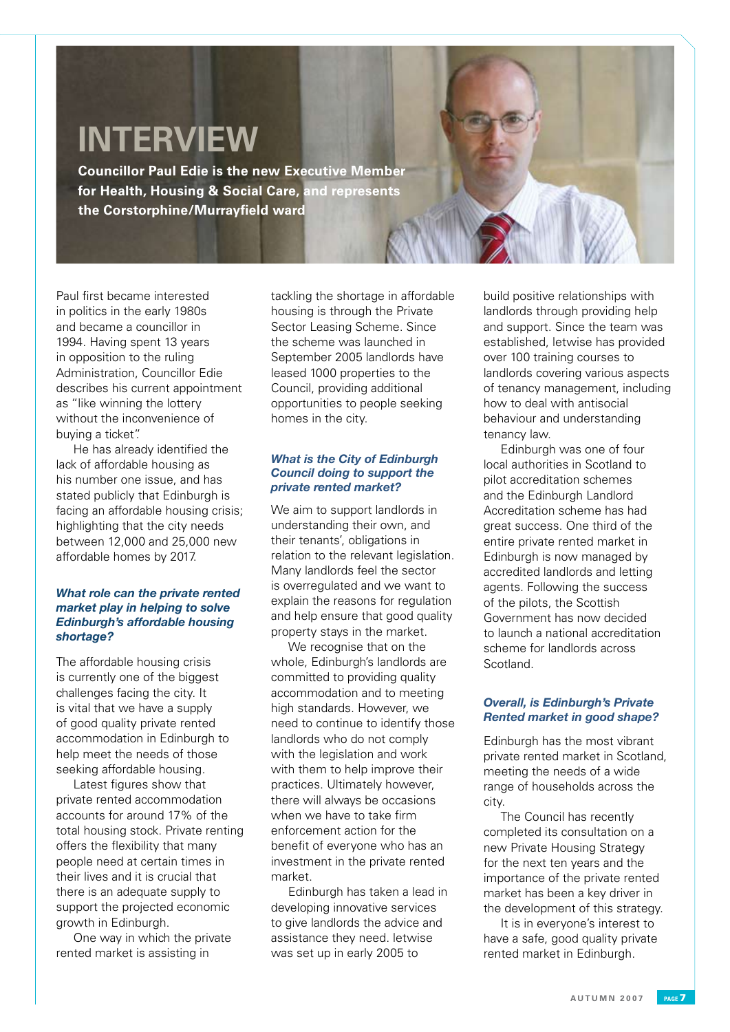# INTERVIEW

**Councillor Paul Edie is the new Executive Member for Health, Housing & Social Care, and represents the Corstorphine/Murrayfield ward**

Paul first became interested in politics in the early 1980s and became a councillor in 1994. Having spent 13 years in opposition to the ruling Administration, Councillor Edie describes his current appointment as "like winning the lottery without the inconvenience of buying a ticket".

He has already identified the lack of affordable housing as his number one issue, and has stated publicly that Edinburgh is facing an affordable housing crisis; highlighting that the city needs between 12,000 and 25,000 new affordable homes by 2017.

### *What role can the private rented market play in helping to solve Edinburgh's affordable housing shortage?*

The affordable housing crisis is currently one of the biggest challenges facing the city. It is vital that we have a supply of good quality private rented accommodation in Edinburgh to help meet the needs of those seeking affordable housing.

Latest figures show that private rented accommodation accounts for around 17% of the total housing stock. Private renting offers the flexibility that many people need at certain times in their lives and it is crucial that there is an adequate supply to support the projected economic growth in Edinburgh.

One way in which the private rented market is assisting in tackling the shortage in affordable housing is through the Private Sector Leasing Scheme. Since the scheme was launched in September 2005 landlords have leased 1000 properties to the Council, providing additional opportunities to people seeking homes in the city.

### *What is the City of Edinburgh Council doing to support the private rented market?*

We aim to support landlords in understanding their own, and their tenants', obligations in relation to the relevant legislation. Many landlords feel the sector is overregulated and we want to explain the reasons for regulation and help ensure that good quality property stays in the market.

We recognise that on the whole, Edinburgh's landlords are committed to providing quality accommodation and to meeting high standards. However, we need to continue to identify those landlords who do not comply with the legislation and work with them to help improve their practices. Ultimately however, there will always be occasions when we have to take firm enforcement action for the benefit of everyone who has an investment in the private rented market.

Edinburgh has taken a lead in developing innovative services to give landlords the advice and assistance they need. letwise was set up in early 2005 to build positive relationships with landlords through providing help and support. Since the team was established, letwise has provided over 100 training courses to landlords covering various aspects of tenancy management, including how to deal with antisocial behaviour and understanding tenancy law.

Edinburgh was one of four local authorities in Scotland to pilot accreditation schemes and the Edinburgh Landlord Accreditation scheme has had great success. One third of the entire private rented market in Edinburgh is now managed by accredited landlords and letting agents. Following the success of the pilots, the Scottish Government has now decided to launch a national accreditation scheme for landlords across Scotland.

### *Overall, is Edinburgh's Private Rented market in good shape?*

Edinburgh has the most vibrant private rented market in Scotland, meeting the needs of a wide range of households across the city.

The Council has recently completed its consultation on a new Private Housing Strategy for the next ten years and the importance of the private rented market has been a key driver in the development of this strategy.

It is in everyone's interest to have a safe, good quality private rented market in Edinburgh.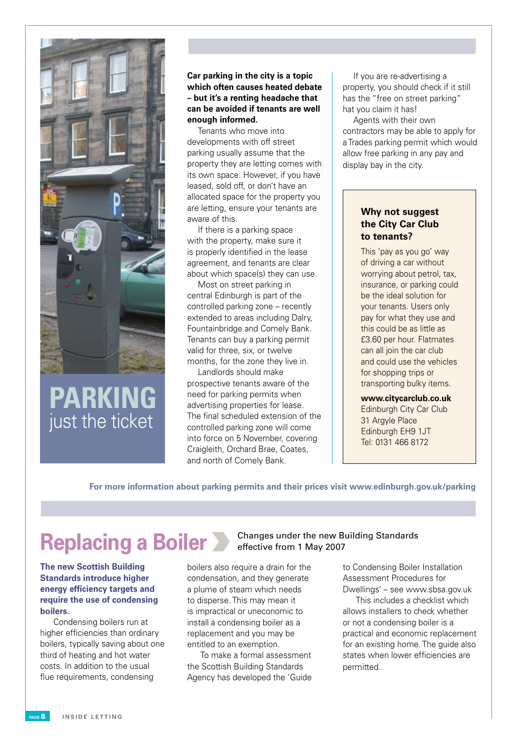# PARKING just the ticket

**Car parking in the city is a topic which often causes heated debate – but it's a renting headache that can be avoided if tenants are well enough informed.**

Tenants who move into developments with off street parking usually assume that the property they are letting comes with its own space. However, if you have leased, sold off, or don't have an allocated space for the property you are letting, ensure your tenants are aware of this.

If there is a parking space with the property, make sure it is properly identified in the lease agreement, and tenants are clear about which space(s) they can use.

Most on street parking in central Edinburgh is part of the controlled parking zone – recently extended to areas including Dalry, Fountainbridge and Comely Bank. Tenants can buy a parking permit valid for three, six, or twelve months, for the zone they live in.

Landlords should make prospective tenants aware of the need for parking permits when advertising properties for lease. The final scheduled extension of the controlled parking zone will come into force on 5 November, covering Craigleith, Orchard Brae, Coates, and north of Comely Bank.

If you are re-advertising a property, you should check if it still has the "free on street parking" hat you claim it has!

Agents with their own contractors may be able to apply for a Trades parking permit which would allow free parking in any pay and display bay in the city.

### Why not suggest the City Car Club to tenants?

This 'pay as you go' way of driving a car without worrying about petrol, tax, insurance, or parking could be the ideal solution for your tenants. Users only pay for what they use and this could be as little as £3.60 per hour. Flatmates can all join the car club and could use the vehicles for shopping trips or transporting bulky items.

**www.citycarclub.co.uk**
Edinburgh City Car Club
31 Argyle Place
Edinburgh EH9 1JT
Tel: 0131 466 8172

**For more information about parking permits and their prices visit www.edinburgh.gov.uk/parking**

# Replacing a Boiler

Changes under the new Building Standards effective from 1 May 2007

**The new Scottish Building Standards introduce higher energy efficiency targets and require the use of condensing boilers.**

Condensing boilers run at higher efficiencies than ordinary boilers, typically saving about one third of heating and hot water costs. In addition to the usual flue requirements, condensing boilers also require a drain for the condensation, and they generate a plume of steam which needs to disperse. This may mean it is impractical or uneconomic to install a condensing boiler as a replacement and you may be entitled to an exemption.

To make a formal assessment the Scottish Building Standards Agency has developed the 'Guide to Condensing Boiler Installation Assessment Procedures for Dwellings' – see www.sbsa.gov.uk

This includes a checklist which allows installers to check whether or not a condensing boiler is a practical and economic replacement for an existing home. The guide also states when lower efficiencies are permitted.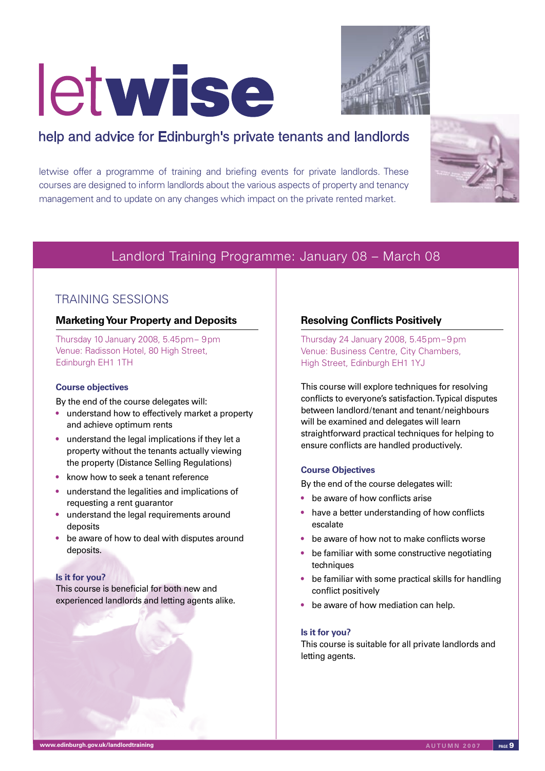# letwise

help and advice for Edinburgh's private tenants and landlords

letwise offer a programme of training and briefing events for private landlords. These courses are designed to inform landlords about the various aspects of property and tenancy management and to update on any changes which impact on the private rented market.

## Landlord Training Programme: January 08 – March 08

### TRAINING SESSIONS

#### Marketing Your Property and Deposits

Thursday 10 January 2008, 5.45pm– 9pm
Venue: Radisson Hotel, 80 High Street, Edinburgh EH1 1TH

**Course objectives**

By the end of the course delegates will:

- understand how to effectively market a property and achieve optimum rents
- understand the legal implications if they let a property without the tenants actually viewing the property (Distance Selling Regulations)
- know how to seek a tenant reference
- understand the legalities and implications of requesting a rent guarantor
- understand the legal requirements around deposits
- be aware of how to deal with disputes around deposits.

**Is it for you?**
This course is beneficial for both new and experienced landlords and letting agents alike.

#### Resolving Conflicts Positively

Thursday 24 January 2008, 5.45pm–9pm
Venue: Business Centre, City Chambers, High Street, Edinburgh EH1 1YJ

This course will explore techniques for resolving conflicts to everyone's satisfaction. Typical disputes between landlord/tenant and tenant/neighbours will be examined and delegates will learn straightforward practical techniques for helping to ensure conflicts are handled productively.

**Course Objectives**

By the end of the course delegates will:

- be aware of how conflicts arise
- have a better understanding of how conflicts escalate
- be aware of how not to make conflicts worse
- be familiar with some constructive negotiating techniques
- be familiar with some practical skills for handling conflict positively
- be aware of how mediation can help.

**Is it for you?**
This course is suitable for all private landlords and letting agents.

www.edinburgh.gov.uk/landlordtraining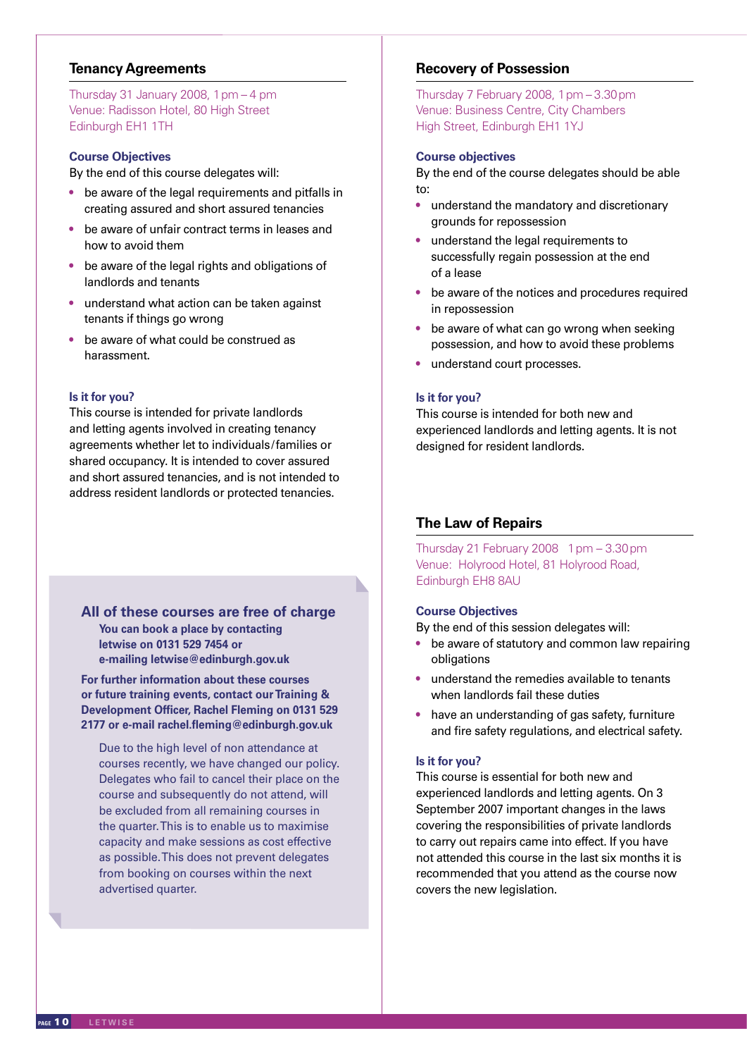## Tenancy Agreements

Thursday 31 January 2008, 1 pm – 4 pm
Venue: Radisson Hotel, 80 High Street
Edinburgh EH1 1TH

### Course Objectives

By the end of this course delegates will:

- be aware of the legal requirements and pitfalls in creating assured and short assured tenancies
- be aware of unfair contract terms in leases and how to avoid them
- be aware of the legal rights and obligations of landlords and tenants
- understand what action can be taken against tenants if things go wrong
- be aware of what could be construed as harassment.

### Is it for you?

This course is intended for private landlords and letting agents involved in creating tenancy agreements whether let to individuals/families or shared occupancy. It is intended to cover assured and short assured tenancies, and is not intended to address resident landlords or protected tenancies.

**All of these courses are free of charge**

**You can book a place by contacting letwise on 0131 529 7454 or e-mailing letwise@edinburgh.gov.uk**

**For further information about these courses or future training events, contact our Training & Development Officer, Rachel Fleming on 0131 529 2177 or e-mail rachel.fleming@edinburgh.gov.uk**

Due to the high level of non attendance at courses recently, we have changed our policy. Delegates who fail to cancel their place on the course and subsequently do not attend, will be excluded from all remaining courses in the quarter. This is to enable us to maximise capacity and make sessions as cost effective as possible. This does not prevent delegates from booking on courses within the next advertised quarter.

## Recovery of Possession

Thursday 7 February 2008, 1 pm – 3.30 pm
Venue: Business Centre, City Chambers
High Street, Edinburgh EH1 1YJ

### Course objectives

By the end of the course delegates should be able to:

- understand the mandatory and discretionary grounds for repossession
- understand the legal requirements to successfully regain possession at the end of a lease
- be aware of the notices and procedures required in repossession
- be aware of what can go wrong when seeking possession, and how to avoid these problems
- understand court processes.

### Is it for you?

This course is intended for both new and experienced landlords and letting agents. It is not designed for resident landlords.

## The Law of Repairs

Thursday 21 February 2008 1 pm – 3.30 pm
Venue: Holyrood Hotel, 81 Holyrood Road,
Edinburgh EH8 8AU

### Course Objectives

By the end of this session delegates will:

- be aware of statutory and common law repairing obligations
- understand the remedies available to tenants when landlords fail these duties
- have an understanding of gas safety, furniture and fire safety regulations, and electrical safety.

### Is it for you?

This course is essential for both new and experienced landlords and letting agents. On 3 September 2007 important changes in the laws covering the responsibilities of private landlords to carry out repairs came into effect. If you have not attended this course in the last six months it is recommended that you attend as the course now covers the new legislation.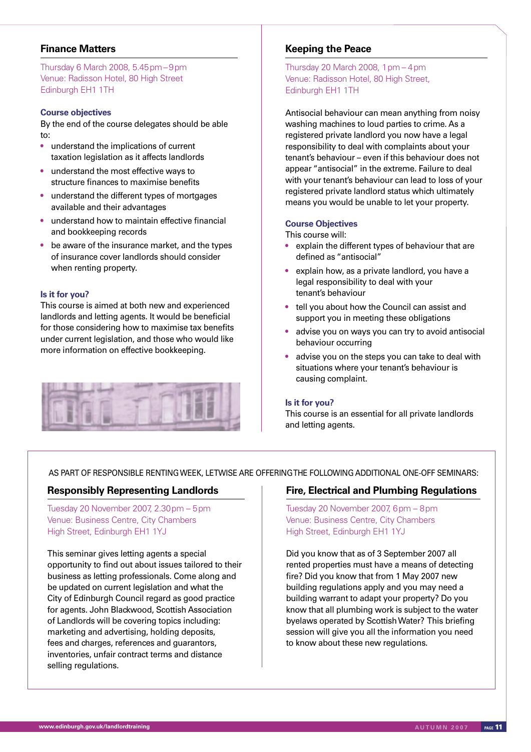## Finance Matters

Thursday 6 March 2008, 5.45pm–9pm
Venue: Radisson Hotel, 80 High Street
Edinburgh EH1 1TH

### Course objectives

By the end of the course delegates should be able to:

- understand the implications of current taxation legislation as it affects landlords
- understand the most effective ways to structure finances to maximise benefits
- understand the different types of mortgages available and their advantages
- understand how to maintain effective financial and bookkeeping records
- be aware of the insurance market, and the types of insurance cover landlords should consider when renting property.

### Is it for you?

This course is aimed at both new and experienced landlords and letting agents. It would be beneficial for those considering how to maximise tax benefits under current legislation, and those who would like more information on effective bookkeeping.

## Keeping the Peace

Thursday 20 March 2008, 1pm–4pm
Venue: Radisson Hotel, 80 High Street,
Edinburgh EH1 1TH

Antisocial behaviour can mean anything from noisy washing machines to loud parties to crime. As a registered private landlord you now have a legal responsibility to deal with complaints about your tenant's behaviour – even if this behaviour does not appear "antisocial" in the extreme. Failure to deal with your tenant's behaviour can lead to loss of your registered private landlord status which ultimately means you would be unable to let your property.

### Course Objectives

This course will:

- explain the different types of behaviour that are defined as "antisocial"
- explain how, as a private landlord, you have a legal responsibility to deal with your tenant's behaviour
- tell you about how the Council can assist and support you in meeting these obligations
- advise you on ways you can try to avoid antisocial behaviour occurring
- advise you on the steps you can take to deal with situations where your tenant's behaviour is causing complaint.

### Is it for you?

This course is an essential for all private landlords and letting agents.

AS PART OF RESPONSIBLE RENTING WEEK, LETWISE ARE OFFERING THE FOLLOWING ADDITIONAL ONE-OFF SEMINARS:

## Responsibly Representing Landlords

Tuesday 20 November 2007, 2.30pm – 5pm
Venue: Business Centre, City Chambers
High Street, Edinburgh EH1 1YJ

This seminar gives letting agents a special opportunity to find out about issues tailored to their business as letting professionals. Come along and be updated on current legislation and what the City of Edinburgh Council regard as good practice for agents. John Blackwood, Scottish Association of Landlords will be covering topics including: marketing and advertising, holding deposits, fees and charges, references and guarantors, inventories, unfair contract terms and distance selling regulations.

## Fire, Electrical and Plumbing Regulations

Tuesday 20 November 2007, 6pm – 8pm
Venue: Business Centre, City Chambers
High Street, Edinburgh EH1 1YJ

Did you know that as of 3 September 2007 all rented properties must have a means of detecting fire? Did you know that from 1 May 2007 new building regulations apply and you may need a building warrant to adapt your property? Do you know that all plumbing work is subject to the water byelaws operated by Scottish Water? This briefing session will give you all the information you need to know about these new regulations.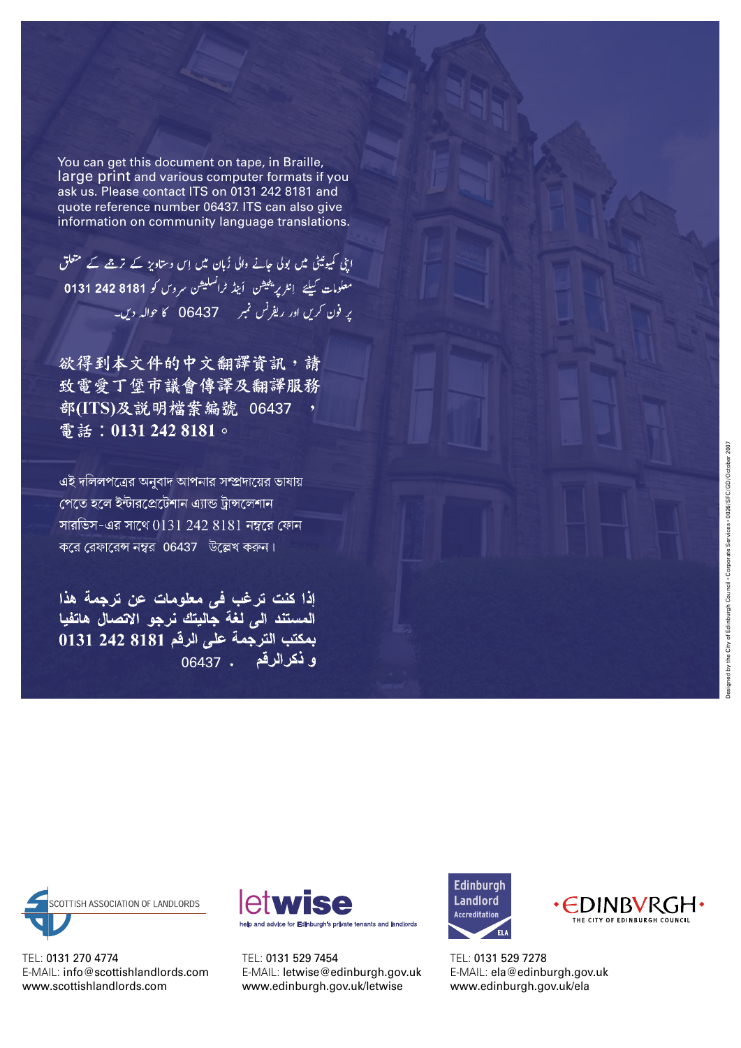You can get this document on tape, in Braille, large print and various computer formats if you ask us. Please contact ITS on 0131 242 8181 and quote reference number 06437. ITS can also give information on community language translations.

اپنی کمیونٹی میں بولی جانے والی زبان میں اِس دستاویز کے ترجمے کے متعلق معلومات کیلئے اِنٹرپریٹیشن اَینڈ ٹرانسلیشن سروس کو 0131 242 8181 پر فون کریں اور ریفرنس نمبر 06437 کا حوالہ دیں۔

欲得到本文件的中文翻譯資訊，請致電愛丁堡市議會傳譯及翻譯服務部(ITS)及説明檔案編號 06437 ，電話：0131 242 8181。

এই দলিলপত্রের অনুবাদ আপনার সম্প্রদায়ের ভাষায় পেতে হলে ইন্টারপ্রেটেশন এ্যান্ড ট্রান্সলেশান সারভিস-এর সাথে 0131 242 8181 নম্বরে ফোন করে রেফারেন্স নম্বর 06437 উল্লেখ করুন।

إذا كنت ترغب في معلومات عن ترجمة هذا المستند الى لغة جاليتك نرجو الاتصال هاتفيا بمكتب الترجمة على الرقم 0131 242 8181 و ذكرالرقم 06437 .

Designed by the City of Edinburgh Council • Corporate Services • 0026/SFC/GD/October 2007

SCOTTISH ASSOCIATION OF LANDLORDS

TEL: 0131 270 4774
E-MAIL: info@scottishlandlords.com
www.scottishlandlords.com

letwise
help and advice for Edinburgh's private tenants and landlords

TEL: 0131 529 7454
E-MAIL: letwise@edinburgh.gov.uk
www.edinburgh.gov.uk/letwise

Edinburgh Landlord Accreditation ELA

EDINBVRGH THE CITY OF EDINBURGH COUNCIL

TEL: 0131 529 7278
E-MAIL: ela@edinburgh.gov.uk
www.edinburgh.gov.uk/ela